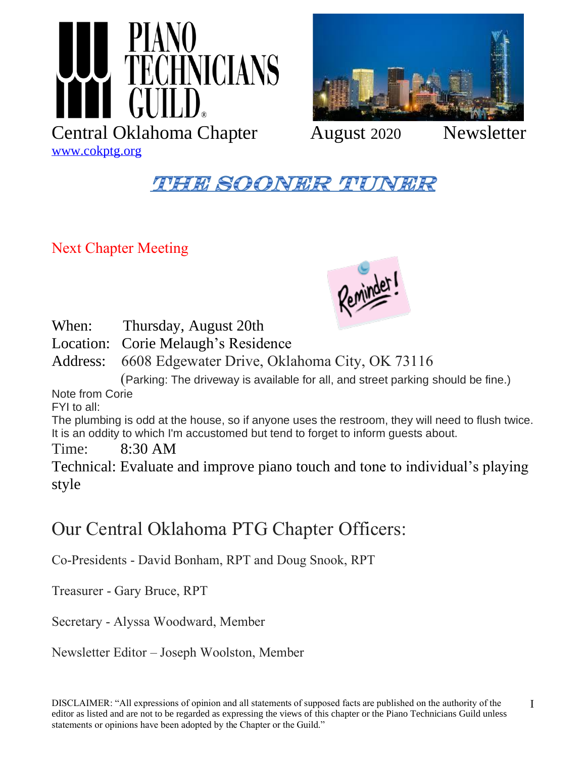# PIANO TECHNICIANS GUILD

Central Oklahoma Chapter August 2020 Newsletter

www.cokptg.org

## THE SOONER TUNER

### Next Chapter Meeting

When: Thursday, August 20th

Location: Corie Melaugh's Residence

Address: 6608 Edgewater Drive, Oklahoma City, OK 73116

(Parking: The driveway is available for all, and street parking should be fine.)

Note from Corie

FYI to all:

The plumbing is odd at the house, so if anyone uses the restroom, they will need to flush twice. It is an oddity to which I'm accustomed but tend to forget to inform guests about.

Time: 8:30 AM

Technical: Evaluate and improve piano touch and tone to individual's playing style

## Our Central Oklahoma PTG Chapter Officers:

Co-Presidents - David Bonham, RPT and Doug Snook, RPT

Treasurer - Gary Bruce, RPT

Secretary - Alyssa Woodward, Member

Newsletter Editor – Joseph Woolston, Member

DISCLAIMER: "All expressions of opinion and all statements of supposed facts are published on the authority of the editor as listed and are not to be regarded as expressing the views of this chapter or the Piano Technicians Guild unless statements or opinions have been adopted by the Chapter or the Guild."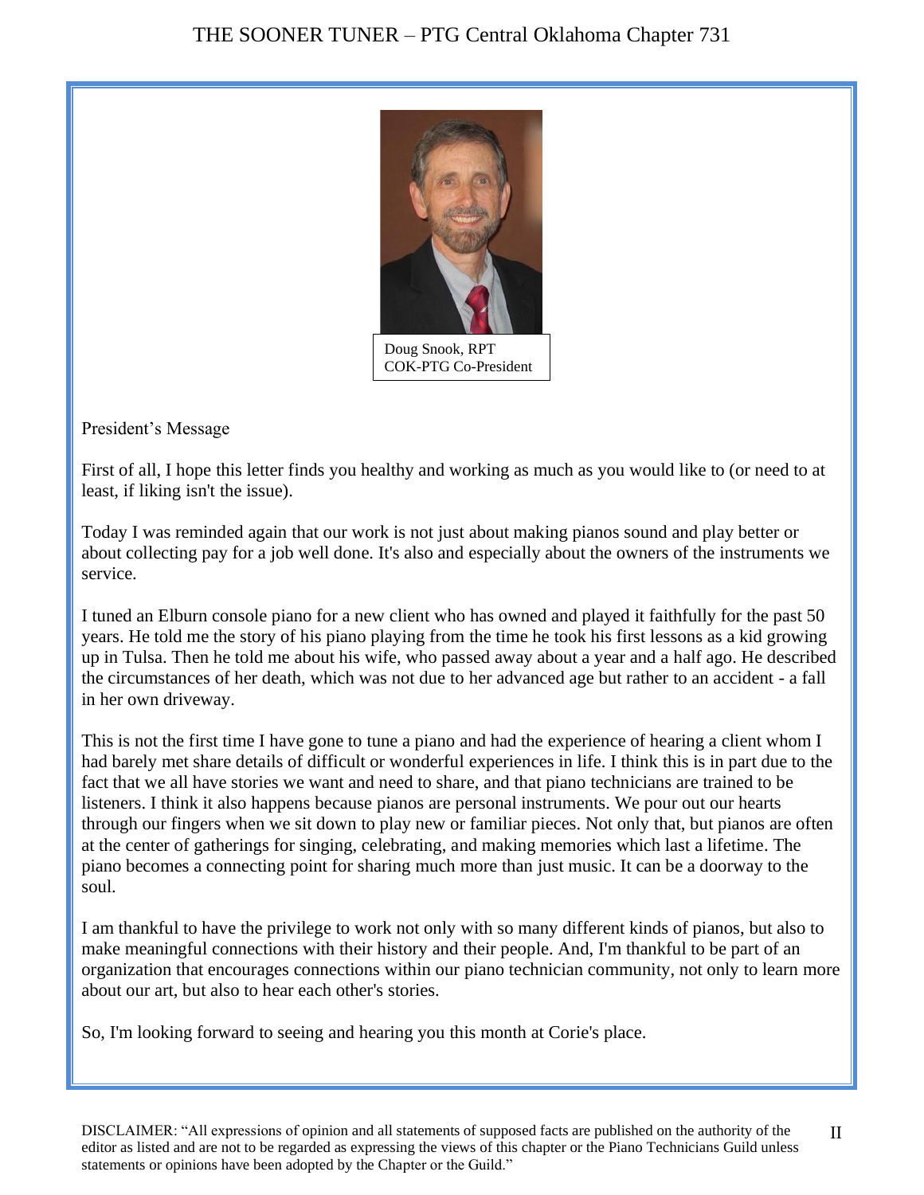Doug Snook, RPT
COK-PTG Co-President

## President's Message

First of all, I hope this letter finds you healthy and working as much as you would like to (or need to at least, if liking isn't the issue).

Today I was reminded again that our work is not just about making pianos sound and play better or about collecting pay for a job well done. It's also and especially about the owners of the instruments we service.

I tuned an Elburn console piano for a new client who has owned and played it faithfully for the past 50 years. He told me the story of his piano playing from the time he took his first lessons as a kid growing up in Tulsa. Then he told me about his wife, who passed away about a year and a half ago. He described the circumstances of her death, which was not due to her advanced age but rather to an accident - a fall in her own driveway.

This is not the first time I have gone to tune a piano and had the experience of hearing a client whom I had barely met share details of difficult or wonderful experiences in life. I think this is in part due to the fact that we all have stories we want and need to share, and that piano technicians are trained to be listeners. I think it also happens because pianos are personal instruments. We pour out our hearts through our fingers when we sit down to play new or familiar pieces. Not only that, but pianos are often at the center of gatherings for singing, celebrating, and making memories which last a lifetime. The piano becomes a connecting point for sharing much more than just music. It can be a doorway to the soul.

I am thankful to have the privilege to work not only with so many different kinds of pianos, but also to make meaningful connections with their history and their people. And, I'm thankful to be part of an organization that encourages connections within our piano technician community, not only to learn more about our art, but also to hear each other's stories.

So, I'm looking forward to seeing and hearing you this month at Corie's place.

DISCLAIMER: "All expressions of opinion and all statements of supposed facts are published on the authority of the editor as listed and are not to be regarded as expressing the views of this chapter or the Piano Technicians Guild unless statements or opinions have been adopted by the Chapter or the Guild."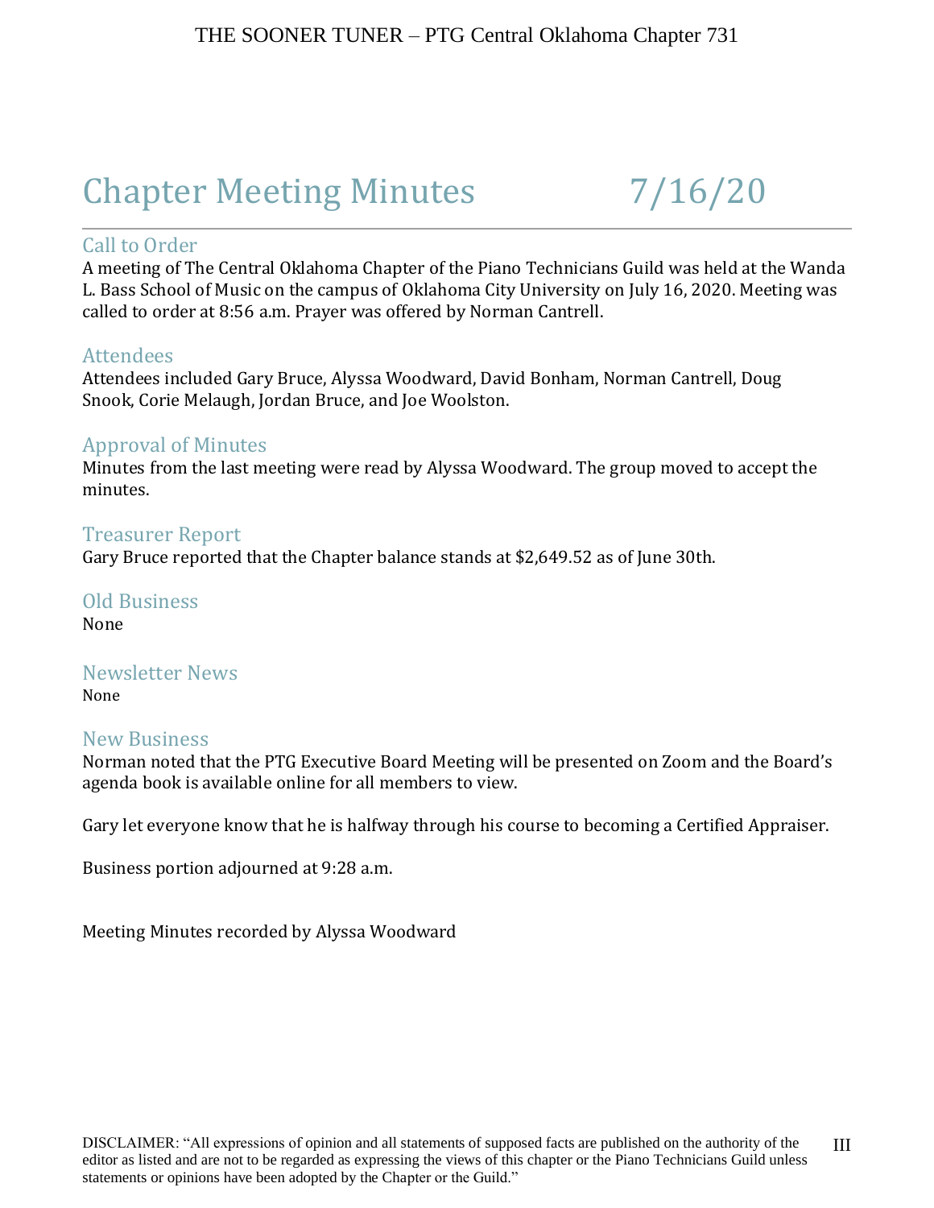# Chapter Meeting Minutes 7/16/20

## Call to Order

A meeting of The Central Oklahoma Chapter of the Piano Technicians Guild was held at the Wanda L. Bass School of Music on the campus of Oklahoma City University on July 16, 2020. Meeting was called to order at 8:56 a.m. Prayer was offered by Norman Cantrell.

## Attendees

Attendees included Gary Bruce, Alyssa Woodward, David Bonham, Norman Cantrell, Doug Snook, Corie Melaugh, Jordan Bruce, and Joe Woolston.

## Approval of Minutes

Minutes from the last meeting were read by Alyssa Woodward. The group moved to accept the minutes.

## Treasurer Report

Gary Bruce reported that the Chapter balance stands at $2,649.52 as of June 30th.

## Old Business

None

## Newsletter News

None

## New Business

Norman noted that the PTG Executive Board Meeting will be presented on Zoom and the Board's agenda book is available online for all members to view.

Gary let everyone know that he is halfway through his course to becoming a Certified Appraiser.

Business portion adjourned at 9:28 a.m.

Meeting Minutes recorded by Alyssa Woodward

DISCLAIMER: "All expressions of opinion and all statements of supposed facts are published on the authority of the editor as listed and are not to be regarded as expressing the views of this chapter or the Piano Technicians Guild unless statements or opinions have been adopted by the Chapter or the Guild."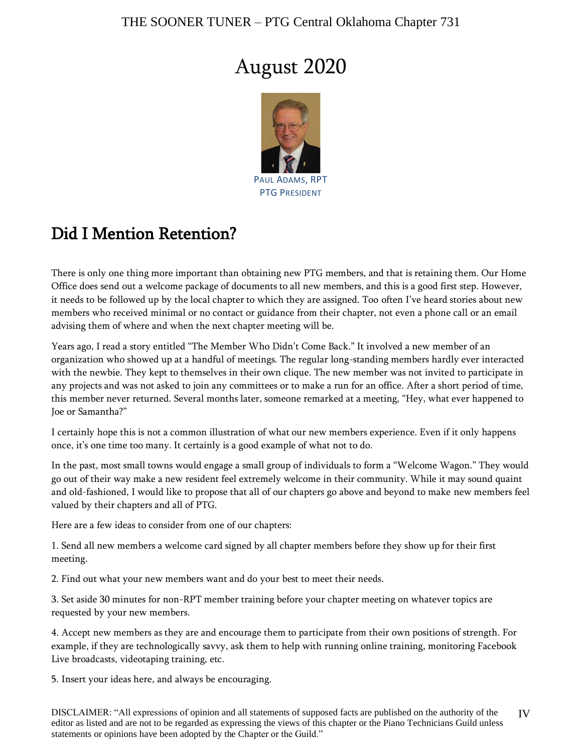# August 2020

PAUL ADAMS, RPT
PTG PRESIDENT

## Did I Mention Retention?

There is only one thing more important than obtaining new PTG members, and that is retaining them. Our Home Office does send out a welcome package of documents to all new members, and this is a good first step. However, it needs to be followed up by the local chapter to which they are assigned. Too often I've heard stories about new members who received minimal or no contact or guidance from their chapter, not even a phone call or an email advising them of where and when the next chapter meeting will be.

Years ago, I read a story entitled "The Member Who Didn't Come Back." It involved a new member of an organization who showed up at a handful of meetings. The regular long-standing members hardly ever interacted with the newbie. They kept to themselves in their own clique. The new member was not invited to participate in any projects and was not asked to join any committees or to make a run for an office. After a short period of time, this member never returned. Several months later, someone remarked at a meeting, "Hey, what ever happened to Joe or Samantha?"

I certainly hope this is not a common illustration of what our new members experience. Even if it only happens once, it's one time too many. It certainly is a good example of what not to do.

In the past, most small towns would engage a small group of individuals to form a "Welcome Wagon." They would go out of their way make a new resident feel extremely welcome in their community. While it may sound quaint and old-fashioned, I would like to propose that all of our chapters go above and beyond to make new members feel valued by their chapters and all of PTG.

Here are a few ideas to consider from one of our chapters:

1. Send all new members a welcome card signed by all chapter members before they show up for their first meeting.

2. Find out what your new members want and do your best to meet their needs.

3. Set aside 30 minutes for non-RPT member training before your chapter meeting on whatever topics are requested by your new members.

4. Accept new members as they are and encourage them to participate from their own positions of strength. For example, if they are technologically savvy, ask them to help with running online training, monitoring Facebook Live broadcasts, videotaping training, etc.

5. Insert your ideas here, and always be encouraging.

DISCLAIMER: "All expressions of opinion and all statements of supposed facts are published on the authority of the editor as listed and are not to be regarded as expressing the views of this chapter or the Piano Technicians Guild unless statements or opinions have been adopted by the Chapter or the Guild."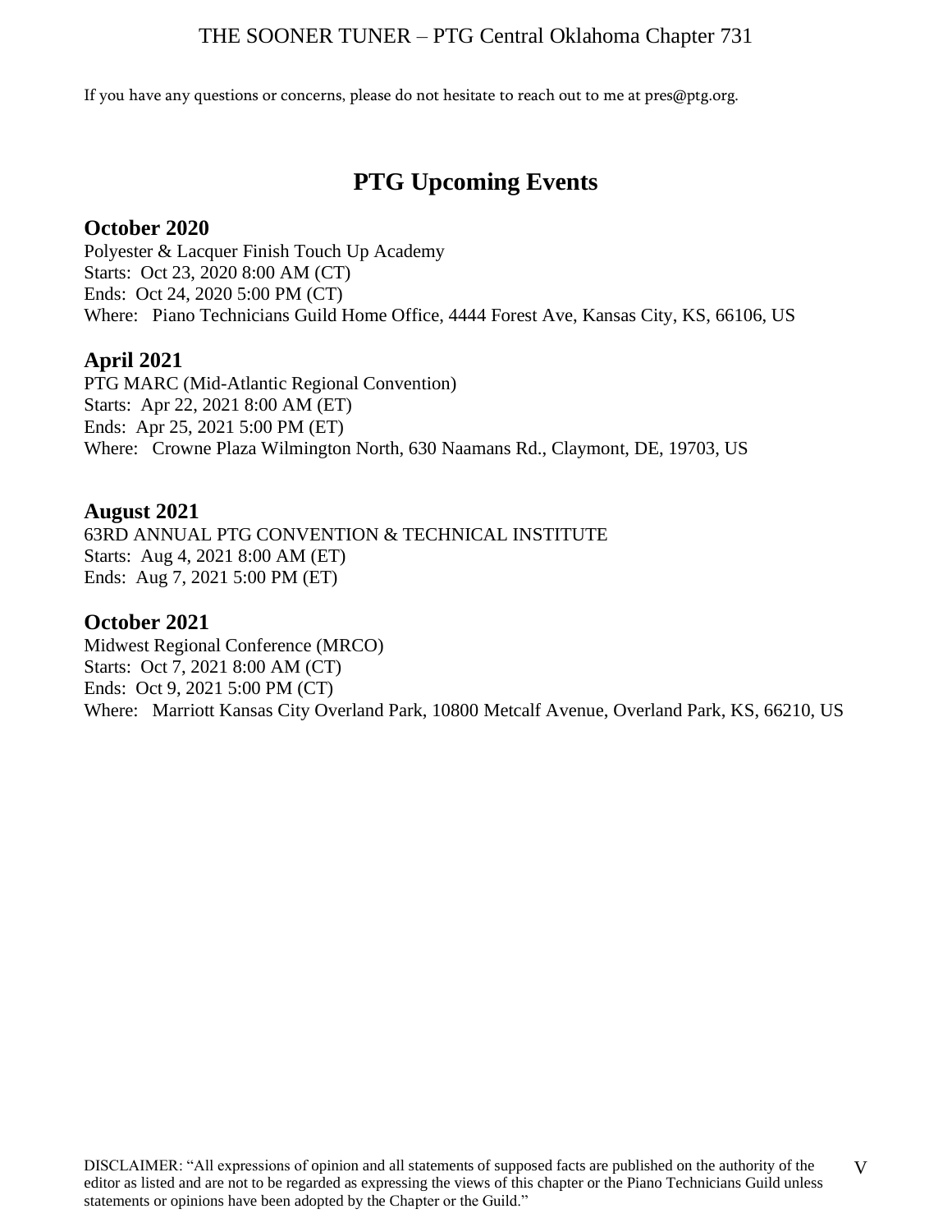If you have any questions or concerns, please do not hesitate to reach out to me at pres@ptg.org.

## PTG Upcoming Events

### October 2020

Polyester & Lacquer Finish Touch Up Academy
Starts: Oct 23, 2020 8:00 AM (CT)
Ends: Oct 24, 2020 5:00 PM (CT)
Where: Piano Technicians Guild Home Office, 4444 Forest Ave, Kansas City, KS, 66106, US

### April 2021

PTG MARC (Mid-Atlantic Regional Convention)
Starts: Apr 22, 2021 8:00 AM (ET)
Ends: Apr 25, 2021 5:00 PM (ET)
Where: Crowne Plaza Wilmington North, 630 Naamans Rd., Claymont, DE, 19703, US

### August 2021

63RD ANNUAL PTG CONVENTION & TECHNICAL INSTITUTE
Starts: Aug 4, 2021 8:00 AM (ET)
Ends: Aug 7, 2021 5:00 PM (ET)

### October 2021

Midwest Regional Conference (MRCO)
Starts: Oct 7, 2021 8:00 AM (CT)
Ends: Oct 9, 2021 5:00 PM (CT)
Where: Marriott Kansas City Overland Park, 10800 Metcalf Avenue, Overland Park, KS, 66210, US

DISCLAIMER: "All expressions of opinion and all statements of supposed facts are published on the authority of the editor as listed and are not to be regarded as expressing the views of this chapter or the Piano Technicians Guild unless statements or opinions have been adopted by the Chapter or the Guild."